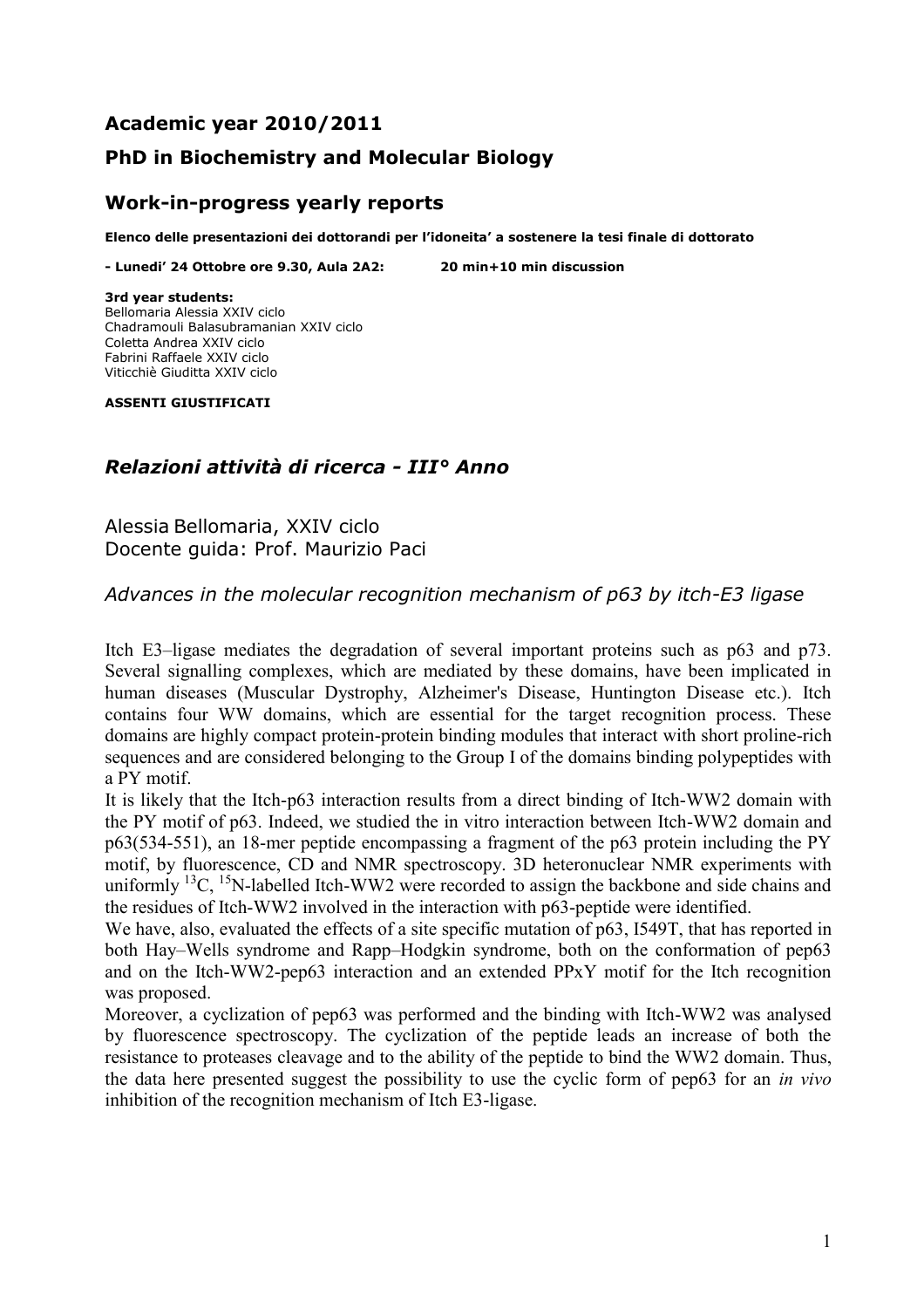## Academic year 2010/2011

## PhD in Biochemistry and Molecular Biology

## Work-in-progress yearly reports

**Elenco delle presentazioni dei dottorandi per l'idoneita' a sostenere la tesi finale di dottorato**

**- Lunedi' 24 Ottobre ore 9.30, Aula 2A2: 20 min+10 min discussion**

**3rd year students:**
Bellomaria Alessia XXIV ciclo
Chadramouli Balasubramanian XXIV ciclo
Coletta Andrea XXIV ciclo
Fabrini Raffaele XXIV ciclo
Viticchiè Giuditta XXIV ciclo

**ASSENTI GIUSTIFICATI**

## *Relazioni attività di ricerca - III° Anno*

Alessia Bellomaria, XXIV ciclo
Docente guida: Prof. Maurizio Paci

### *Advances in the molecular recognition mechanism of p63 by itch-E3 ligase*

Itch E3–ligase mediates the degradation of several important proteins such as p63 and p73. Several signalling complexes, which are mediated by these domains, have been implicated in human diseases (Muscular Dystrophy, Alzheimer's Disease, Huntington Disease etc.). Itch contains four WW domains, which are essential for the target recognition process. These domains are highly compact protein-protein binding modules that interact with short proline-rich sequences and are considered belonging to the Group I of the domains binding polypeptides with a PY motif.

It is likely that the Itch-p63 interaction results from a direct binding of Itch-WW2 domain with the PY motif of p63. Indeed, we studied the in vitro interaction between Itch-WW2 domain and p63(534-551), an 18-mer peptide encompassing a fragment of the p63 protein including the PY motif, by fluorescence, CD and NMR spectroscopy. 3D heteronuclear NMR experiments with uniformly $^{13}C$, $^{15}N$-labelled Itch-WW2 were recorded to assign the backbone and side chains and the residues of Itch-WW2 involved in the interaction with p63-peptide were identified.

We have, also, evaluated the effects of a site specific mutation of p63, I549T, that has reported in both Hay–Wells syndrome and Rapp–Hodgkin syndrome, both on the conformation of pep63 and on the Itch-WW2-pep63 interaction and an extended PPxY motif for the Itch recognition was proposed.

Moreover, a cyclization of pep63 was performed and the binding with Itch-WW2 was analysed by fluorescence spectroscopy. The cyclization of the peptide leads an increase of both the resistance to proteases cleavage and to the ability of the peptide to bind the WW2 domain. Thus, the data here presented suggest the possibility to use the cyclic form of pep63 for an *in vivo* inhibition of the recognition mechanism of Itch E3-ligase.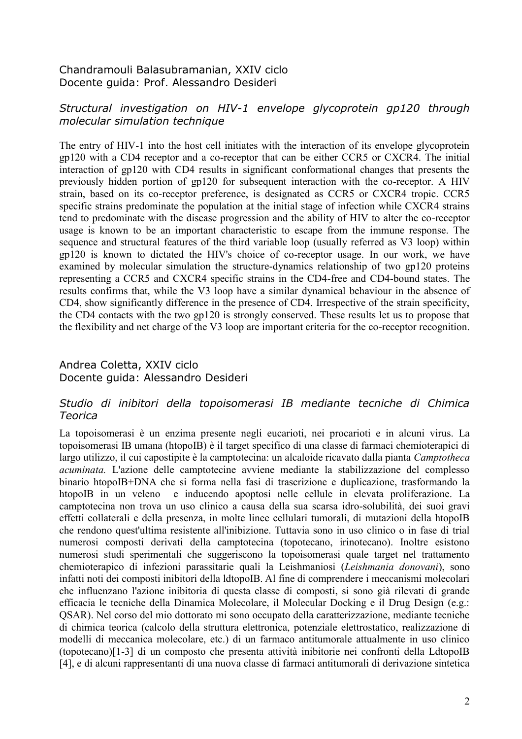Chandramouli Balasubramanian, XXIV ciclo
Docente guida: Prof. Alessandro Desideri

### *Structural investigation on HIV-1 envelope glycoprotein gp120 through molecular simulation technique*

The entry of HIV-1 into the host cell initiates with the interaction of its envelope glycoprotein gp120 with a CD4 receptor and a co-receptor that can be either CCR5 or CXCR4. The initial interaction of gp120 with CD4 results in significant conformational changes that presents the previously hidden portion of gp120 for subsequent interaction with the co-receptor. A HIV strain, based on its co-receptor preference, is designated as CCR5 or CXCR4 tropic. CCR5 specific strains predominate the population at the initial stage of infection while CXCR4 strains tend to predominate with the disease progression and the ability of HIV to alter the co-receptor usage is known to be an important characteristic to escape from the immune response. The sequence and structural features of the third variable loop (usually referred as V3 loop) within gp120 is known to dictated the HIV's choice of co-receptor usage. In our work, we have examined by molecular simulation the structure-dynamics relationship of two gp120 proteins representing a CCR5 and CXCR4 specific strains in the CD4-free and CD4-bound states. The results confirms that, while the V3 loop have a similar dynamical behaviour in the absence of CD4, show significantly difference in the presence of CD4. Irrespective of the strain specificity, the CD4 contacts with the two gp120 is strongly conserved. These results let us to propose that the flexibility and net charge of the V3 loop are important criteria for the co-receptor recognition.

Andrea Coletta, XXIV ciclo
Docente guida: Alessandro Desideri

### *Studio di inibitori della topoisomerasi IB mediante tecniche di Chimica Teorica*

La topoisomerasi è un enzima presente negli eucarioti, nei procarioti e in alcuni virus. La topoisomerasi IB umana (htopoIB) è il target specifico di una classe di farmaci chemioterapici di largo utilizzo, il cui capostipite è la camptotecina: un alcaloide ricavato dalla pianta *Camptotheca acuminata.* L'azione delle camptotecine avviene mediante la stabilizzazione del complesso binario htopoIB+DNA che si forma nella fasi di trascrizione e duplicazione, trasformando la htopoIB in un veleno e inducendo apoptosi nelle cellule in elevata proliferazione. La camptotecina non trova un uso clinico a causa della sua scarsa idro-solubilità, dei suoi gravi effetti collaterali e della presenza, in molte linee cellulari tumorali, di mutazioni della htopoIB che rendono quest'ultima resistente all'inibizione. Tuttavia sono in uso clinico o in fase di trial numerosi composti derivati della camptotecina (topotecano, irinotecano). Inoltre esistono numerosi studi sperimentali che suggeriscono la topoisomerasi quale target nel trattamento chemioterapico di infezioni parassitarie quali la Leishmaniosi (*Leishmania donovani*), sono infatti noti dei composti inibitori della ldtopoIB. Al fine di comprendere i meccanismi molecolari che influenzano l'azione inibitoria di questa classe di composti, si sono già rilevati di grande efficacia le tecniche della Dinamica Molecolare, il Molecular Docking e il Drug Design (e.g.: QSAR). Nel corso del mio dottorato mi sono occupato della caratterizzazione, mediante tecniche di chimica teorica (calcolo della struttura elettronica, potenziale elettrostatico, realizzazione di modelli di meccanica molecolare, etc.) di un farmaco antitumorale attualmente in uso clinico (topotecano)[1-3] di un composto che presenta attività inibitorie nei confronti della LdtopoIB [4], e di alcuni rappresentanti di una nuova classe di farmaci antitumorali di derivazione sintetica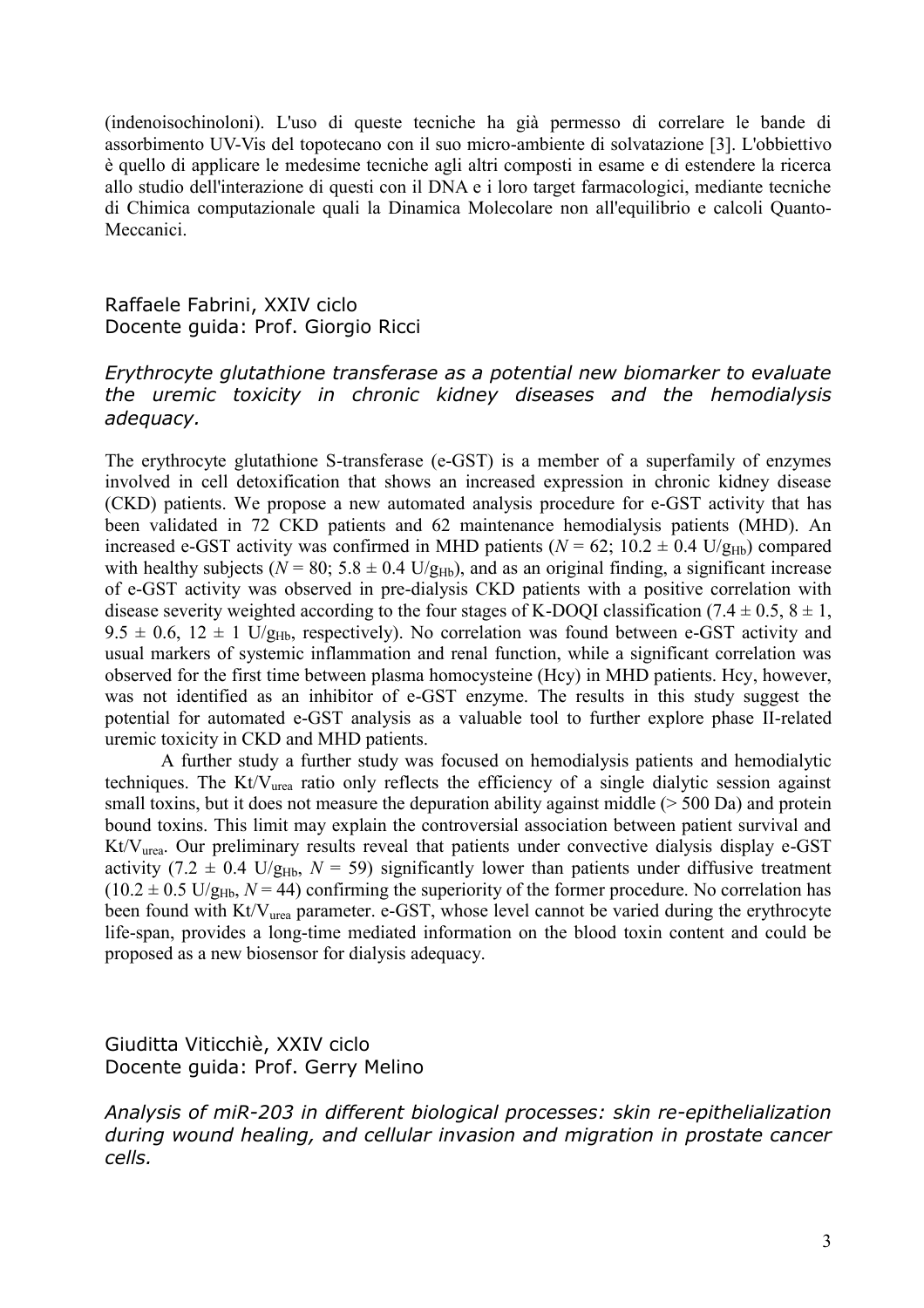(indenoisochinoloni). L'uso di queste tecniche ha già permesso di correlare le bande di assorbimento UV-Vis del topotecano con il suo micro-ambiente di solvatazione [3]. L'obbiettivo è quello di applicare le medesime tecniche agli altri composti in esame e di estendere la ricerca allo studio dell'interazione di questi con il DNA e i loro target farmacologici, mediante tecniche di Chimica computazionale quali la Dinamica Molecolare non all'equilibrio e calcoli Quanto-Meccanici.

Raffaele Fabrini, XXIV ciclo
Docente guida: Prof. Giorgio Ricci

*Erythrocyte glutathione transferase as a potential new biomarker to evaluate the uremic toxicity in chronic kidney diseases and the hemodialysis adequacy.*

The erythrocyte glutathione S-transferase (e-GST) is a member of a superfamily of enzymes involved in cell detoxification that shows an increased expression in chronic kidney disease (CKD) patients. We propose a new automated analysis procedure for e-GST activity that has been validated in 72 CKD patients and 62 maintenance hemodialysis patients (MHD). An increased e-GST activity was confirmed in MHD patients ($N = 62$; $10.2 \pm 0.4$ U/$g_{Hb}$) compared with healthy subjects ($N = 80$; $5.8 \pm 0.4$ U/$g_{Hb}$), and as an original finding, a significant increase of e-GST activity was observed in pre-dialysis CKD patients with a positive correlation with disease severity weighted according to the four stages of K-DOQI classification ($7.4 \pm 0.5$, $8 \pm 1$, $9.5 \pm 0.6$, $12 \pm 1$ U/$g_{Hb}$, respectively). No correlation was found between e-GST activity and usual markers of systemic inflammation and renal function, while a significant correlation was observed for the first time between plasma homocysteine (Hcy) in MHD patients. Hcy, however, was not identified as an inhibitor of e-GST enzyme. The results in this study suggest the potential for automated e-GST analysis as a valuable tool to further explore phase II-related uremic toxicity in CKD and MHD patients.

A further study a further study was focused on hemodialysis patients and hemodialytic techniques. The Kt/$V_{urea}$ ratio only reflects the efficiency of a single dialytic session against small toxins, but it does not measure the depuration ability against middle (> 500 Da) and protein bound toxins. This limit may explain the controversial association between patient survival and Kt/$V_{urea}$. Our preliminary results reveal that patients under convective dialysis display e-GST activity ($7.2 \pm 0.4$ U/$g_{Hb}$, $N = 59$) significantly lower than patients under diffusive treatment ($10.2 \pm 0.5$ U/$g_{Hb}$, $N = 44$) confirming the superiority of the former procedure. No correlation has been found with Kt/$V_{urea}$ parameter. e-GST, whose level cannot be varied during the erythrocyte life-span, provides a long-time mediated information on the blood toxin content and could be proposed as a new biosensor for dialysis adequacy.

Giuditta Viticchiè, XXIV ciclo
Docente guida: Prof. Gerry Melino

*Analysis of miR-203 in different biological processes: skin re-epithelialization during wound healing, and cellular invasion and migration in prostate cancer cells.*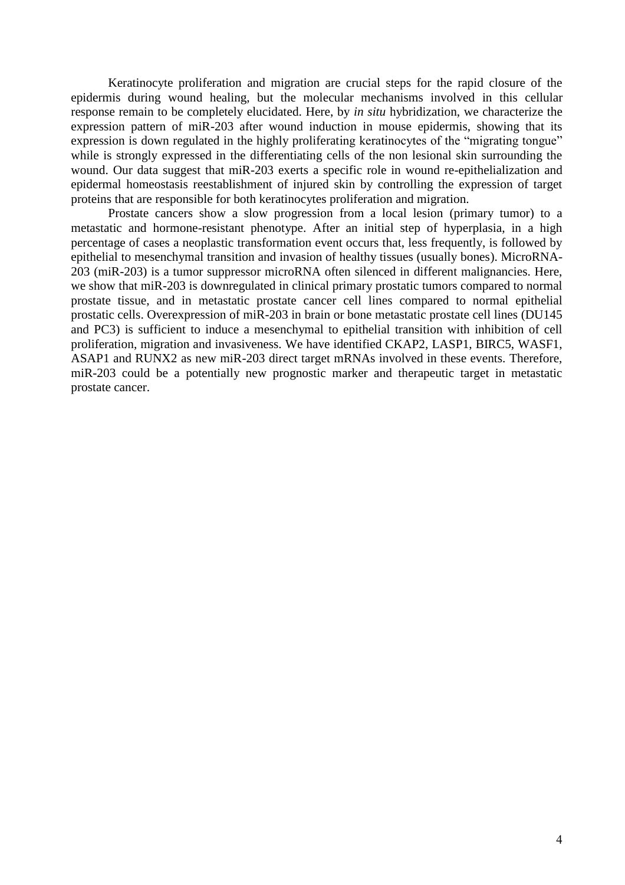Keratinocyte proliferation and migration are crucial steps for the rapid closure of the epidermis during wound healing, but the molecular mechanisms involved in this cellular response remain to be completely elucidated. Here, by *in situ* hybridization, we characterize the expression pattern of miR-203 after wound induction in mouse epidermis, showing that its expression is down regulated in the highly proliferating keratinocytes of the "migrating tongue" while is strongly expressed in the differentiating cells of the non lesional skin surrounding the wound. Our data suggest that miR-203 exerts a specific role in wound re-epithelialization and epidermal homeostasis reestablishment of injured skin by controlling the expression of target proteins that are responsible for both keratinocytes proliferation and migration.

Prostate cancers show a slow progression from a local lesion (primary tumor) to a metastatic and hormone-resistant phenotype. After an initial step of hyperplasia, in a high percentage of cases a neoplastic transformation event occurs that, less frequently, is followed by epithelial to mesenchymal transition and invasion of healthy tissues (usually bones). MicroRNA-203 (miR-203) is a tumor suppressor microRNA often silenced in different malignancies. Here, we show that miR-203 is downregulated in clinical primary prostatic tumors compared to normal prostate tissue, and in metastatic prostate cancer cell lines compared to normal epithelial prostatic cells. Overexpression of miR-203 in brain or bone metastatic prostate cell lines (DU145 and PC3) is sufficient to induce a mesenchymal to epithelial transition with inhibition of cell proliferation, migration and invasiveness. We have identified CKAP2, LASP1, BIRC5, WASF1, ASAP1 and RUNX2 as new miR-203 direct target mRNAs involved in these events. Therefore, miR-203 could be a potentially new prognostic marker and therapeutic target in metastatic prostate cancer.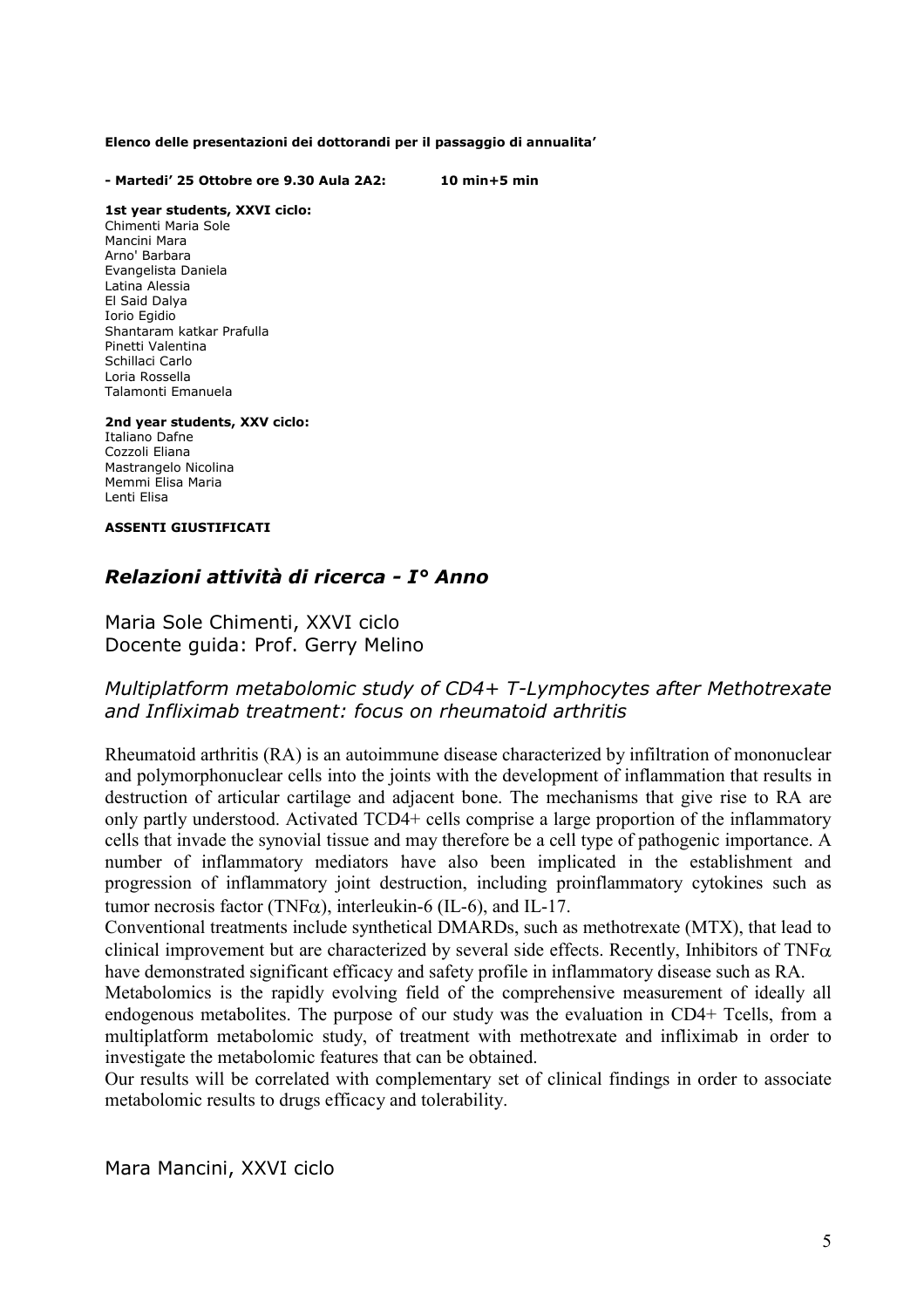**Elenco delle presentazioni dei dottorandi per il passaggio di annualita'**

**- Martedi' 25 Ottobre ore 9.30 Aula 2A2: 10 min+5 min**

**1st year students, XXVI ciclo:**
Chimenti Maria Sole
Mancini Mara
Arno' Barbara
Evangelista Daniela
Latina Alessia
El Said Dalya
Iorio Egidio
Shantaram katkar Prafulla
Pinetti Valentina
Schillaci Carlo
Loria Rossella
Talamonti Emanuela

**2nd year students, XXV ciclo:**
Italiano Dafne
Cozzoli Eliana
Mastrangelo Nicolina
Memmi Elisa Maria
Lenti Elisa

**ASSENTI GIUSTIFICATI**

## *Relazioni attività di ricerca - I° Anno*

Maria Sole Chimenti, XXVI ciclo
Docente guida: Prof. Gerry Melino

### *Multiplatform metabolomic study of CD4+ T-Lymphocytes after Methotrexate and Infliximab treatment: focus on rheumatoid arthritis*

Rheumatoid arthritis (RA) is an autoimmune disease characterized by infiltration of mononuclear and polymorphonuclear cells into the joints with the development of inflammation that results in destruction of articular cartilage and adjacent bone. The mechanisms that give rise to RA are only partly understood. Activated TCD4+ cells comprise a large proportion of the inflammatory cells that invade the synovial tissue and may therefore be a cell type of pathogenic importance. A number of inflammatory mediators have also been implicated in the establishment and progression of inflammatory joint destruction, including proinflammatory cytokines such as tumor necrosis factor (TNF$\alpha$), interleukin-6 (IL-6), and IL-17.
Conventional treatments include synthetical DMARDs, such as methotrexate (MTX), that lead to clinical improvement but are characterized by several side effects. Recently, Inhibitors of TNF$\alpha$ have demonstrated significant efficacy and safety profile in inflammatory disease such as RA.
Metabolomics is the rapidly evolving field of the comprehensive measurement of ideally all endogenous metabolites. The purpose of our study was the evaluation in CD4+ Tcells, from a multiplatform metabolomic study, of treatment with methotrexate and infliximab in order to investigate the metabolomic features that can be obtained.
Our results will be correlated with complementary set of clinical findings in order to associate metabolomic results to drugs efficacy and tolerability.

Mara Mancini, XXVI ciclo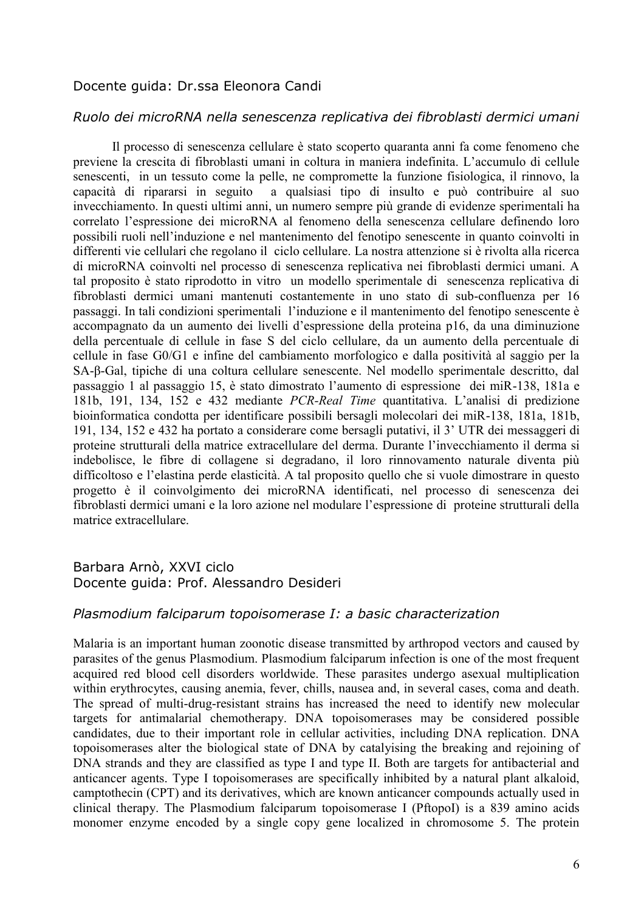Docente guida: Dr.ssa Eleonora Candi

*Ruolo dei microRNA nella senescenza replicativa dei fibroblasti dermici umani*

Il processo di senescenza cellulare è stato scoperto quaranta anni fa come fenomeno che previene la crescita di fibroblasti umani in coltura in maniera indefinita. L'accumulo di cellule senescenti, in un tessuto come la pelle, ne compromette la funzione fisiologica, il rinnovo, la capacità di ripararsi in seguito a qualsiasi tipo di insulto e può contribuire al suo invecchiamento. In questi ultimi anni, un numero sempre più grande di evidenze sperimentali ha correlato l'espressione dei microRNA al fenomeno della senescenza cellulare definendo loro possibili ruoli nell'induzione e nel mantenimento del fenotipo senescente in quanto coinvolti in differenti vie cellulari che regolano il ciclo cellulare. La nostra attenzione si è rivolta alla ricerca di microRNA coinvolti nel processo di senescenza replicativa nei fibroblasti dermici umani. A tal proposito è stato riprodotto in vitro un modello sperimentale di senescenza replicativa di fibroblasti dermici umani mantenuti costantemente in uno stato di sub-confluenza per 16 passaggi. In tali condizioni sperimentali l'induzione e il mantenimento del fenotipo senescente è accompagnato da un aumento dei livelli d'espressione della proteina p16, da una diminuzione della percentuale di cellule in fase S del ciclo cellulare, da un aumento della percentuale di cellule in fase G0/G1 e infine del cambiamento morfologico e dalla positività al saggio per la SA-β-Gal, tipiche di una coltura cellulare senescente. Nel modello sperimentale descritto, dal passaggio 1 al passaggio 15, è stato dimostrato l'aumento di espressione dei miR-138, 181a e 181b, 191, 134, 152 e 432 mediante *PCR-Real Time* quantitativa. L'analisi di predizione bioinformatica condotta per identificare possibili bersagli molecolari dei miR-138, 181a, 181b, 191, 134, 152 e 432 ha portato a considerare come bersagli putativi, il 3' UTR dei messaggeri di proteine strutturali della matrice extracellulare del derma. Durante l'invecchiamento il derma si indebolisce, le fibre di collagene si degradano, il loro rinnovamento naturale diventa più difficoltoso e l'elastina perde elasticità. A tal proposito quello che si vuole dimostrare in questo progetto è il coinvolgimento dei microRNA identificati, nel processo di senescenza dei fibroblasti dermici umani e la loro azione nel modulare l'espressione di proteine strutturali della matrice extracellulare.

Barbara Arnò, XXVI ciclo
Docente guida: Prof. Alessandro Desideri

*Plasmodium falciparum topoisomerase I: a basic characterization*

Malaria is an important human zoonotic disease transmitted by arthropod vectors and caused by parasites of the genus Plasmodium. Plasmodium falciparum infection is one of the most frequent acquired red blood cell disorders worldwide. These parasites undergo asexual multiplication within erythrocytes, causing anemia, fever, chills, nausea and, in several cases, coma and death. The spread of multi-drug-resistant strains has increased the need to identify new molecular targets for antimalarial chemotherapy. DNA topoisomerases may be considered possible candidates, due to their important role in cellular activities, including DNA replication. DNA topoisomerases alter the biological state of DNA by catalysing the breaking and rejoining of DNA strands and they are classified as type I and type II. Both are targets for antibacterial and anticancer agents. Type I topoisomerases are specifically inhibited by a natural plant alkaloid, camptothecin (CPT) and its derivatives, which are known anticancer compounds actually used in clinical therapy. The Plasmodium falciparum topoisomerase I (PftopoI) is a 839 amino acids monomer enzyme encoded by a single copy gene localized in chromosome 5. The protein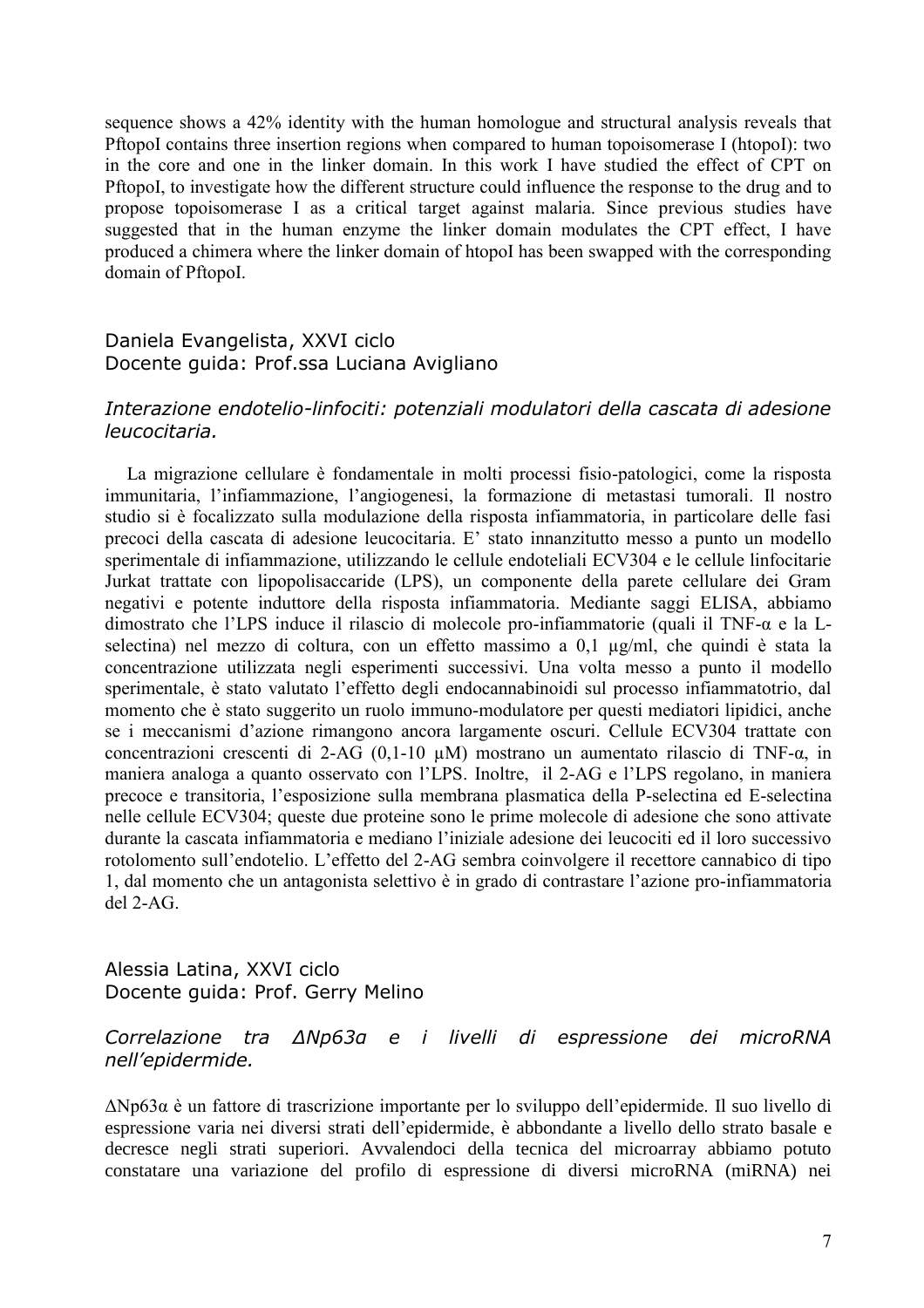sequence shows a 42% identity with the human homologue and structural analysis reveals that PftopoI contains three insertion regions when compared to human topoisomerase I (htopoI): two in the core and one in the linker domain. In this work I have studied the effect of CPT on PftopoI, to investigate how the different structure could influence the response to the drug and to propose topoisomerase I as a critical target against malaria. Since previous studies have suggested that in the human enzyme the linker domain modulates the CPT effect, I have produced a chimera where the linker domain of htopoI has been swapped with the corresponding domain of PftopoI.

Daniela Evangelista, XXVI ciclo
Docente guida: Prof.ssa Luciana Avigliano

*Interazione endotelio-linfociti: potenziali modulatori della cascata di adesione leucocitaria.*

La migrazione cellulare è fondamentale in molti processi fisio-patologici, come la risposta immunitaria, l'infiammazione, l'angiogenesi, la formazione di metastasi tumorali. Il nostro studio si è focalizzato sulla modulazione della risposta infiammatoria, in particolare delle fasi precoci della cascata di adesione leucocitaria. E' stato innanzitutto messo a punto un modello sperimentale di infiammazione, utilizzando le cellule endoteliali ECV304 e le cellule linfocitarie Jurkat trattate con lipopolisaccaride (LPS), un componente della parete cellulare dei Gram negativi e potente induttore della risposta infiammatoria. Mediante saggi ELISA, abbiamo dimostrato che l'LPS induce il rilascio di molecole pro-infiammatorie (quali il TNF-α e la L-selectina) nel mezzo di coltura, con un effetto massimo a 0,1 µg/ml, che quindi è stata la concentrazione utilizzata negli esperimenti successivi. Una volta messo a punto il modello sperimentale, è stato valutato l'effetto degli endocannabinoidi sul processo infiammatotrio, dal momento che è stato suggerito un ruolo immuno-modulatore per questi mediatori lipidici, anche se i meccanismi d'azione rimangono ancora largamente oscuri. Cellule ECV304 trattate con concentrazioni crescenti di 2-AG (0,1-10 µM) mostrano un aumentato rilascio di TNF-α, in maniera analoga a quanto osservato con l'LPS. Inoltre, il 2-AG e l'LPS regolano, in maniera precoce e transitoria, l'esposizione sulla membrana plasmatica della P-selectina ed E-selectina nelle cellule ECV304; queste due proteine sono le prime molecole di adesione che sono attivate durante la cascata infiammatoria e mediano l'iniziale adesione dei leucociti ed il loro successivo rotolomento sull'endotelio. L'effetto del 2-AG sembra coinvolgere il recettore cannabico di tipo 1, dal momento che un antagonista selettivo è in grado di contrastare l'azione pro-infiammatoria del 2-AG.

Alessia Latina, XXVI ciclo
Docente guida: Prof. Gerry Melino

*Correlazione tra ΔNp63α e i livelli di espressione dei microRNA nell'epidermide.*

ΔNp63α è un fattore di trascrizione importante per lo sviluppo dell'epidermide. Il suo livello di espressione varia nei diversi strati dell'epidermide, è abbondante a livello dello strato basale e decresce negli strati superiori. Avvalendoci della tecnica del microarray abbiamo potuto constatare una variazione del profilo di espressione di diversi microRNA (miRNA) nei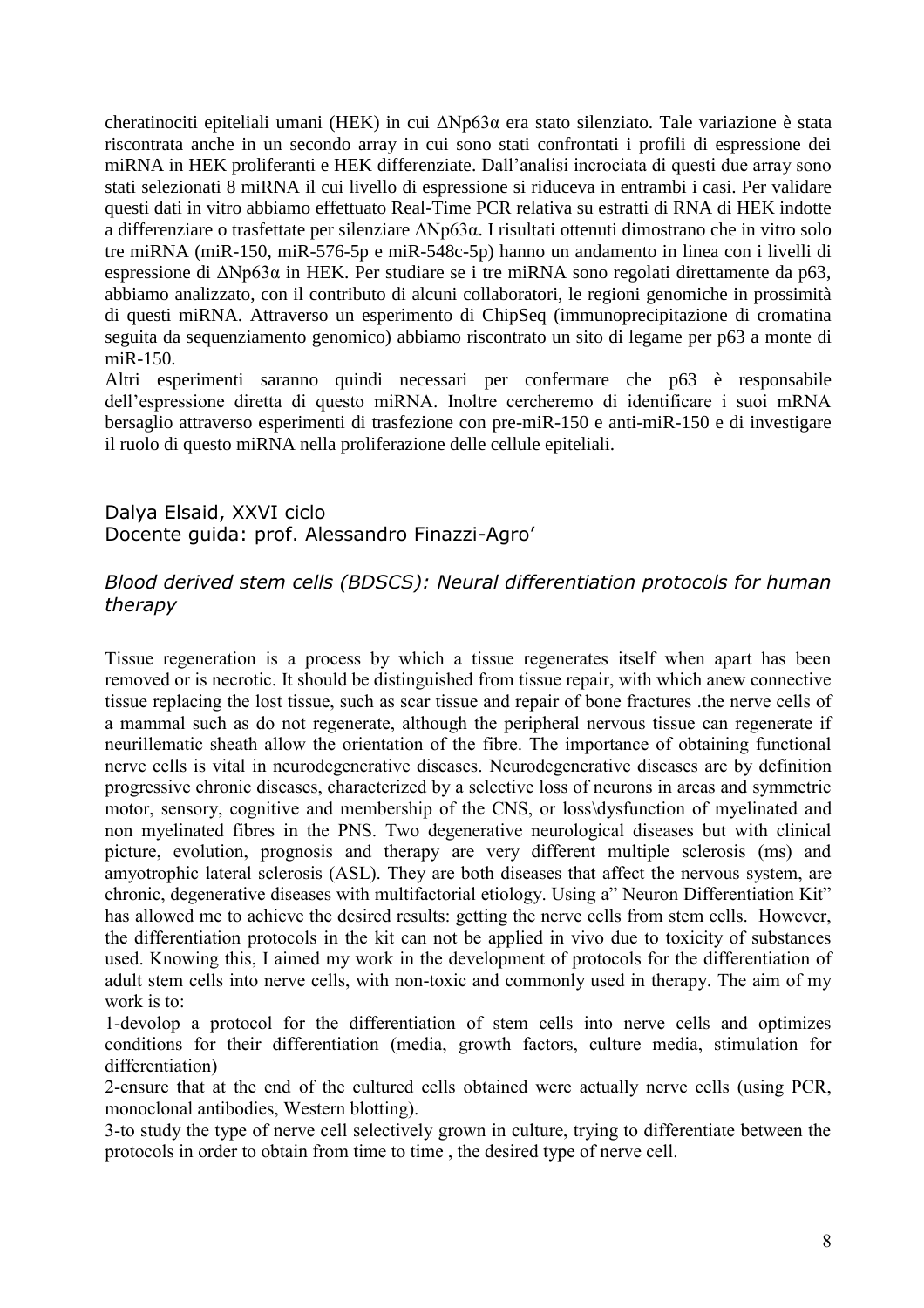cheratinociti epiteliali umani (HEK) in cui ΔNp63α era stato silenziato. Tale variazione è stata riscontrata anche in un secondo array in cui sono stati confrontati i profili di espressione dei miRNA in HEK proliferanti e HEK differenziate. Dall'analisi incrociata di questi due array sono stati selezionati 8 miRNA il cui livello di espressione si riduceva in entrambi i casi. Per validare questi dati in vitro abbiamo effettuato Real-Time PCR relativa su estratti di RNA di HEK indotte a differenziare o trasfettate per silenziare ΔNp63α. I risultati ottenuti dimostrano che in vitro solo tre miRNA (miR-150, miR-576-5p e miR-548c-5p) hanno un andamento in linea con i livelli di espressione di ΔNp63α in HEK. Per studiare se i tre miRNA sono regolati direttamente da p63, abbiamo analizzato, con il contributo di alcuni collaboratori, le regioni genomiche in prossimità di questi miRNA. Attraverso un esperimento di ChipSeq (immunoprecipitazione di cromatina seguita da sequenziamento genomico) abbiamo riscontrato un sito di legame per p63 a monte di miR-150.

Altri esperimenti saranno quindi necessari per confermare che p63 è responsabile dell'espressione diretta di questo miRNA. Inoltre cercheremo di identificare i suoi mRNA bersaglio attraverso esperimenti di trasfezione con pre-miR-150 e anti-miR-150 e di investigare il ruolo di questo miRNA nella proliferazione delle cellule epiteliali.

Dalya Elsaid, XXVI ciclo
Docente guida: prof. Alessandro Finazzi-Agro'

*Blood derived stem cells (BDSCS): Neural differentiation protocols for human therapy*

Tissue regeneration is a process by which a tissue regenerates itself when apart has been removed or is necrotic. It should be distinguished from tissue repair, with which anew connective tissue replacing the lost tissue, such as scar tissue and repair of bone fractures .the nerve cells of a mammal such as do not regenerate, although the peripheral nervous tissue can regenerate if neurillematic sheath allow the orientation of the fibre. The importance of obtaining functional nerve cells is vital in neurodegenerative diseases. Neurodegenerative diseases are by definition progressive chronic diseases, characterized by a selective loss of neurons in areas and symmetric motor, sensory, cognitive and membership of the CNS, or loss\dysfunction of myelinated and non myelinated fibres in the PNS. Two degenerative neurological diseases but with clinical picture, evolution, prognosis and therapy are very different multiple sclerosis (ms) and amyotrophic lateral sclerosis (ASL). They are both diseases that affect the nervous system, are chronic, degenerative diseases with multifactorial etiology. Using a" Neuron Differentiation Kit" has allowed me to achieve the desired results: getting the nerve cells from stem cells. However, the differentiation protocols in the kit can not be applied in vivo due to toxicity of substances used. Knowing this, I aimed my work in the development of protocols for the differentiation of adult stem cells into nerve cells, with non-toxic and commonly used in therapy. The aim of my work is to:

1-devolop a protocol for the differentiation of stem cells into nerve cells and optimizes conditions for their differentiation (media, growth factors, culture media, stimulation for differentiation)

2-ensure that at the end of the cultured cells obtained were actually nerve cells (using PCR, monoclonal antibodies, Western blotting).

3-to study the type of nerve cell selectively grown in culture, trying to differentiate between the protocols in order to obtain from time to time , the desired type of nerve cell.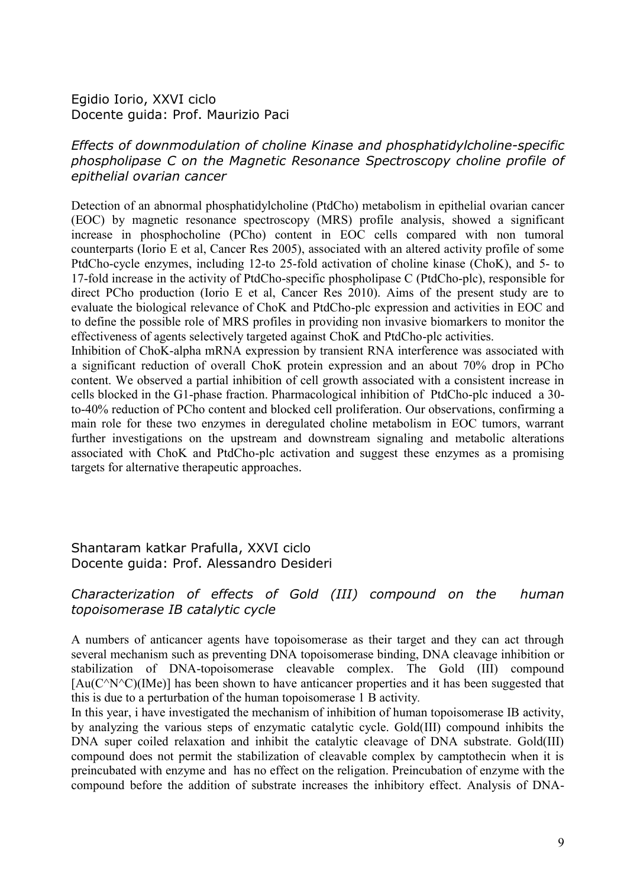Egidio Iorio, XXVI ciclo
Docente guida: Prof. Maurizio Paci

### *Effects of downmodulation of choline Kinase and phosphatidylcholine-specific phospholipase C on the Magnetic Resonance Spectroscopy choline profile of epithelial ovarian cancer*

Detection of an abnormal phosphatidylcholine (PtdCho) metabolism in epithelial ovarian cancer (EOC) by magnetic resonance spectroscopy (MRS) profile analysis, showed a significant increase in phosphocholine (PCho) content in EOC cells compared with non tumoral counterparts (Iorio E et al, Cancer Res 2005), associated with an altered activity profile of some PtdCho-cycle enzymes, including 12-to 25-fold activation of choline kinase (ChoK), and 5- to 17-fold increase in the activity of PtdCho-specific phospholipase C (PtdCho-plc), responsible for direct PCho production (Iorio E et al, Cancer Res 2010). Aims of the present study are to evaluate the biological relevance of ChoK and PtdCho-plc expression and activities in EOC and to define the possible role of MRS profiles in providing non invasive biomarkers to monitor the effectiveness of agents selectively targeted against ChoK and PtdCho-plc activities.

Inhibition of ChoK-alpha mRNA expression by transient RNA interference was associated with a significant reduction of overall ChoK protein expression and an about 70% drop in PCho content. We observed a partial inhibition of cell growth associated with a consistent increase in cells blocked in the G1-phase fraction. Pharmacological inhibition of PtdCho-plc induced a 30-to-40% reduction of PCho content and blocked cell proliferation. Our observations, confirming a main role for these two enzymes in deregulated choline metabolism in EOC tumors, warrant further investigations on the upstream and downstream signaling and metabolic alterations associated with ChoK and PtdCho-plc activation and suggest these enzymes as a promising targets for alternative therapeutic approaches.

Shantaram katkar Prafulla, XXVI ciclo
Docente guida: Prof. Alessandro Desideri

### *Characterization of effects of Gold (III) compound on the human topoisomerase IB catalytic cycle*

A numbers of anticancer agents have topoisomerase as their target and they can act through several mechanism such as preventing DNA topoisomerase binding, DNA cleavage inhibition or stabilization of DNA-topoisomerase cleavable complex. The Gold (III) compound [Au(C^N^C)(IMe)] has been shown to have anticancer properties and it has been suggested that this is due to a perturbation of the human topoisomerase 1 B activity.

In this year, i have investigated the mechanism of inhibition of human topoisomerase IB activity, by analyzing the various steps of enzymatic catalytic cycle. Gold(III) compound inhibits the DNA super coiled relaxation and inhibit the catalytic cleavage of DNA substrate. Gold(III) compound does not permit the stabilization of cleavable complex by camptothecin when it is preincubated with enzyme and has no effect on the religation. Preincubation of enzyme with the compound before the addition of substrate increases the inhibitory effect. Analysis of DNA-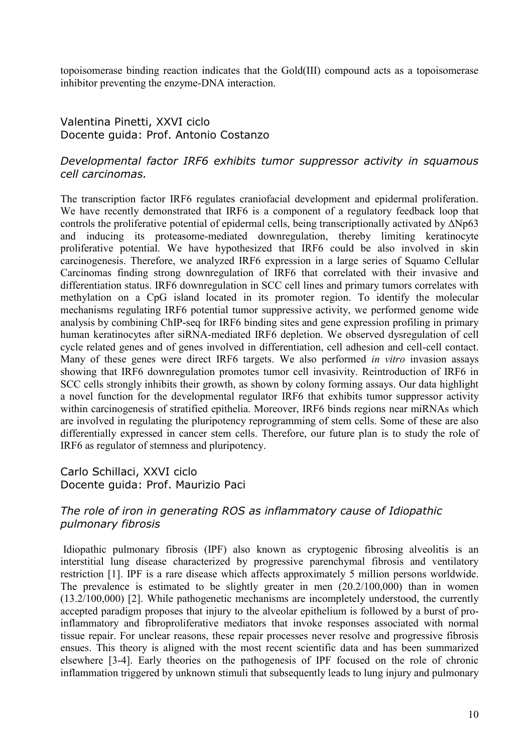topoisomerase binding reaction indicates that the Gold(III) compound acts as a topoisomerase inhibitor preventing the enzyme-DNA interaction.

Valentina Pinetti, XXVI ciclo
Docente guida: Prof. Antonio Costanzo

### *Developmental factor IRF6 exhibits tumor suppressor activity in squamous cell carcinomas.*

The transcription factor IRF6 regulates craniofacial development and epidermal proliferation. We have recently demonstrated that IRF6 is a component of a regulatory feedback loop that controls the proliferative potential of epidermal cells, being transcriptionally activated by ΔNp63 and inducing its proteasome-mediated downregulation, thereby limiting keratinocyte proliferative potential. We have hypothesized that IRF6 could be also involved in skin carcinogenesis. Therefore, we analyzed IRF6 expression in a large series of Squamo Cellular Carcinomas finding strong downregulation of IRF6 that correlated with their invasive and differentiation status. IRF6 downregulation in SCC cell lines and primary tumors correlates with methylation on a CpG island located in its promoter region. To identify the molecular mechanisms regulating IRF6 potential tumor suppressive activity, we performed genome wide analysis by combining ChIP-seq for IRF6 binding sites and gene expression profiling in primary human keratinocytes after siRNA-mediated IRF6 depletion. We observed dysregulation of cell cycle related genes and of genes involved in differentiation, cell adhesion and cell-cell contact. Many of these genes were direct IRF6 targets. We also performed *in vitro* invasion assays showing that IRF6 downregulation promotes tumor cell invasivity. Reintroduction of IRF6 in SCC cells strongly inhibits their growth, as shown by colony forming assays. Our data highlight a novel function for the developmental regulator IRF6 that exhibits tumor suppressor activity within carcinogenesis of stratified epithelia. Moreover, IRF6 binds regions near miRNAs which are involved in regulating the pluripotency reprogramming of stem cells. Some of these are also differentially expressed in cancer stem cells. Therefore, our future plan is to study the role of IRF6 as regulator of stemness and pluripotency.

Carlo Schillaci, XXVI ciclo
Docente guida: Prof. Maurizio Paci

### *The role of iron in generating ROS as inflammatory cause of Idiopathic pulmonary fibrosis*

Idiopathic pulmonary fibrosis (IPF) also known as cryptogenic fibrosing alveolitis is an interstitial lung disease characterized by progressive parenchymal fibrosis and ventilatory restriction [1]. IPF is a rare disease which affects approximately 5 million persons worldwide. The prevalence is estimated to be slightly greater in men (20.2/100,000) than in women (13.2/100,000) [2]. While pathogenetic mechanisms are incompletely understood, the currently accepted paradigm proposes that injury to the alveolar epithelium is followed by a burst of pro-inflammatory and fibroproliferative mediators that invoke responses associated with normal tissue repair. For unclear reasons, these repair processes never resolve and progressive fibrosis ensues. This theory is aligned with the most recent scientific data and has been summarized elsewhere [3-4]. Early theories on the pathogenesis of IPF focused on the role of chronic inflammation triggered by unknown stimuli that subsequently leads to lung injury and pulmonary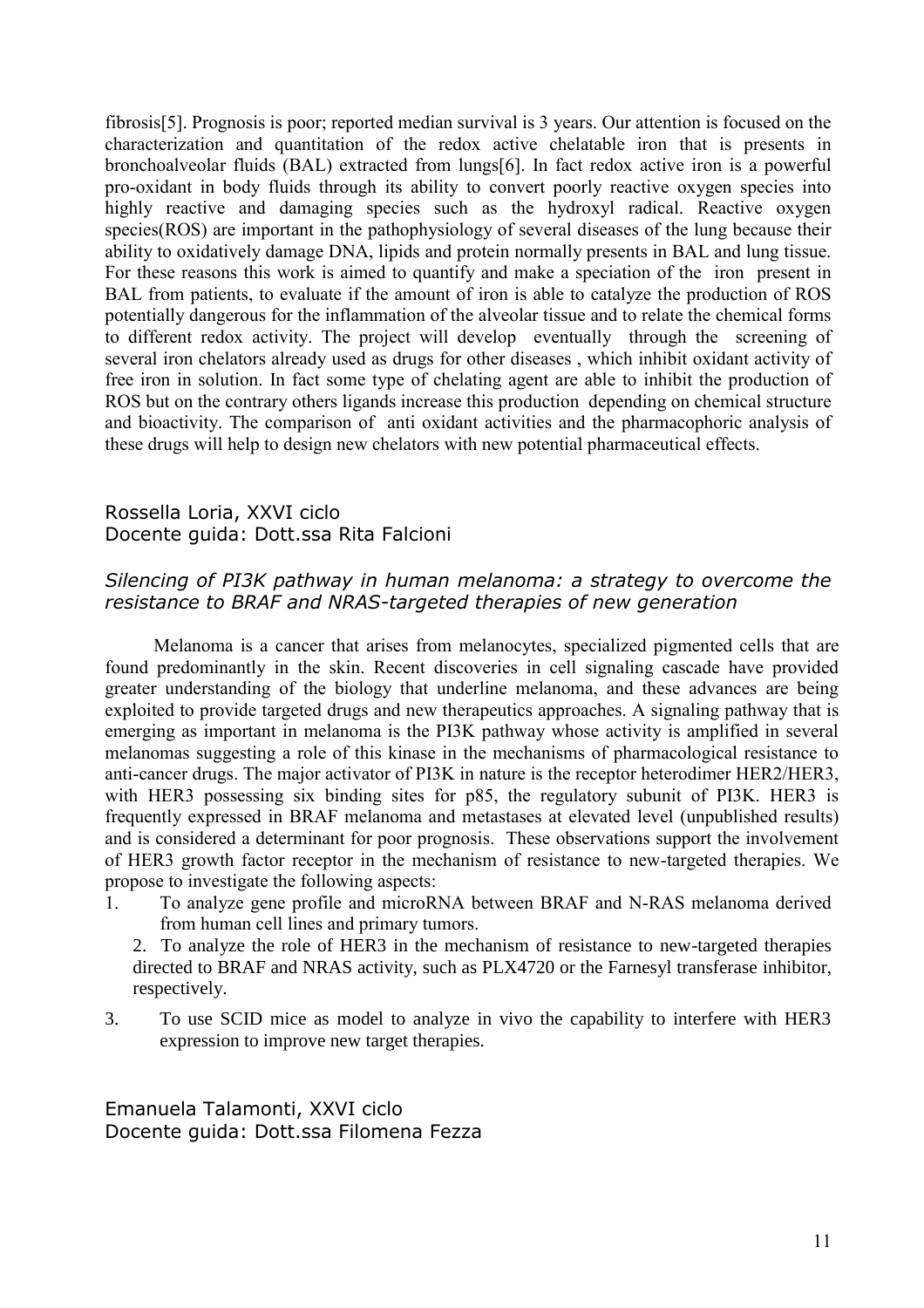fibrosis[5]. Prognosis is poor; reported median survival is 3 years. Our attention is focused on the characterization and quantitation of the redox active chelatable iron that is presents in bronchoalveolar fluids (BAL) extracted from lungs[6]. In fact redox active iron is a powerful pro-oxidant in body fluids through its ability to convert poorly reactive oxygen species into highly reactive and damaging species such as the hydroxyl radical. Reactive oxygen species(ROS) are important in the pathophysiology of several diseases of the lung because their ability to oxidatively damage DNA, lipids and protein normally presents in BAL and lung tissue. For these reasons this work is aimed to quantify and make a speciation of the iron present in BAL from patients, to evaluate if the amount of iron is able to catalyze the production of ROS potentially dangerous for the inflammation of the alveolar tissue and to relate the chemical forms to different redox activity. The project will develop eventually through the screening of several iron chelators already used as drugs for other diseases , which inhibit oxidant activity of free iron in solution. In fact some type of chelating agent are able to inhibit the production of ROS but on the contrary others ligands increase this production depending on chemical structure and bioactivity. The comparison of anti oxidant activities and the pharmacophoric analysis of these drugs will help to design new chelators with new potential pharmaceutical effects.

Rossella Loria, XXVI ciclo
Docente guida: Dott.ssa Rita Falcioni

*Silencing of PI3K pathway in human melanoma: a strategy to overcome the resistance to BRAF and NRAS-targeted therapies of new generation*

Melanoma is a cancer that arises from melanocytes, specialized pigmented cells that are found predominantly in the skin. Recent discoveries in cell signaling cascade have provided greater understanding of the biology that underline melanoma, and these advances are being exploited to provide targeted drugs and new therapeutics approaches. A signaling pathway that is emerging as important in melanoma is the PI3K pathway whose activity is amplified in several melanomas suggesting a role of this kinase in the mechanisms of pharmacological resistance to anti-cancer drugs. The major activator of PI3K in nature is the receptor heterodimer HER2/HER3, with HER3 possessing six binding sites for p85, the regulatory subunit of PI3K. HER3 is frequently expressed in BRAF melanoma and metastases at elevated level (unpublished results) and is considered a determinant for poor prognosis. These observations support the involvement of HER3 growth factor receptor in the mechanism of resistance to new-targeted therapies. We propose to investigate the following aspects:

1. To analyze gene profile and microRNA between BRAF and N-RAS melanoma derived from human cell lines and primary tumors.
2. To analyze the role of HER3 in the mechanism of resistance to new-targeted therapies directed to BRAF and NRAS activity, such as PLX4720 or the Farnesyl transferase inhibitor, respectively.
3. To use SCID mice as model to analyze in vivo the capability to interfere with HER3 expression to improve new target therapies.

Emanuela Talamonti, XXVI ciclo
Docente guida: Dott.ssa Filomena Fezza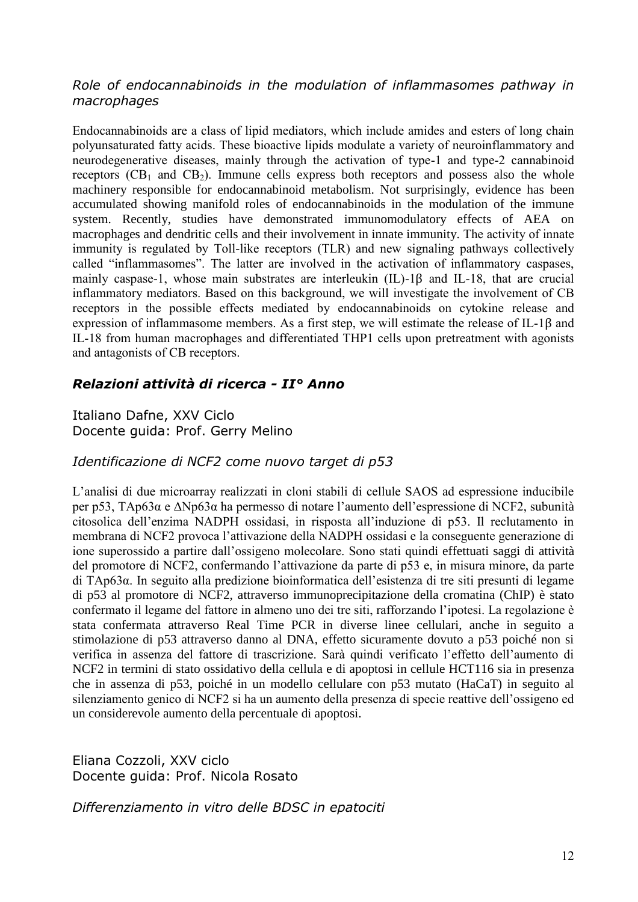*Role of endocannabinoids in the modulation of inflammasomes pathway in macrophages*

Endocannabinoids are a class of lipid mediators, which include amides and esters of long chain polyunsaturated fatty acids. These bioactive lipids modulate a variety of neuroinflammatory and neurodegenerative diseases, mainly through the activation of type-1 and type-2 cannabinoid receptors ($CB_1$ and $CB_2$). Immune cells express both receptors and possess also the whole machinery responsible for endocannabinoid metabolism. Not surprisingly, evidence has been accumulated showing manifold roles of endocannabinoids in the modulation of the immune system. Recently, studies have demonstrated immunomodulatory effects of AEA on macrophages and dendritic cells and their involvement in innate immunity. The activity of innate immunity is regulated by Toll-like receptors (TLR) and new signaling pathways collectively called "inflammasomes". The latter are involved in the activation of inflammatory caspases, mainly caspase-1, whose main substrates are interleukin (IL)-1β and IL-18, that are crucial inflammatory mediators. Based on this background, we will investigate the involvement of CB receptors in the possible effects mediated by endocannabinoids on cytokine release and expression of inflammasome members. As a first step, we will estimate the release of IL-1β and IL-18 from human macrophages and differentiated THP1 cells upon pretreatment with agonists and antagonists of CB receptors.

## *Relazioni attività di ricerca - II° Anno*

Italiano Dafne, XXV Ciclo
Docente guida: Prof. Gerry Melino

*Identificazione di NCF2 come nuovo target di p53*

L'analisi di due microarray realizzati in cloni stabili di cellule SAOS ad espressione inducibile per p53, TAp63α e ΔNp63α ha permesso di notare l'aumento dell'espressione di NCF2, subunità citosolica dell'enzima NADPH ossidasi, in risposta all'induzione di p53. Il reclutamento in membrana di NCF2 provoca l'attivazione della NADPH ossidasi e la conseguente generazione di ione superossido a partire dall'ossigeno molecolare. Sono stati quindi effettuati saggi di attività del promotore di NCF2, confermando l'attivazione da parte di p53 e, in misura minore, da parte di TAp63α. In seguito alla predizione bioinformatica dell'esistenza di tre siti presunti di legame di p53 al promotore di NCF2, attraverso immunoprecipitazione della cromatina (ChIP) è stato confermato il legame del fattore in almeno uno dei tre siti, rafforzando l'ipotesi. La regolazione è stata confermata attraverso Real Time PCR in diverse linee cellulari, anche in seguito a stimolazione di p53 attraverso danno al DNA, effetto sicuramente dovuto a p53 poiché non si verifica in assenza del fattore di trascrizione. Sarà quindi verificato l'effetto dell'aumento di NCF2 in termini di stato ossidativo della cellula e di apoptosi in cellule HCT116 sia in presenza che in assenza di p53, poiché in un modello cellulare con p53 mutato (HaCaT) in seguito al silenziamento genico di NCF2 si ha un aumento della presenza di specie reattive dell'ossigeno ed un considerevole aumento della percentuale di apoptosi.

Eliana Cozzoli, XXV ciclo
Docente guida: Prof. Nicola Rosato

*Differenziamento in vitro delle BDSC in epatociti*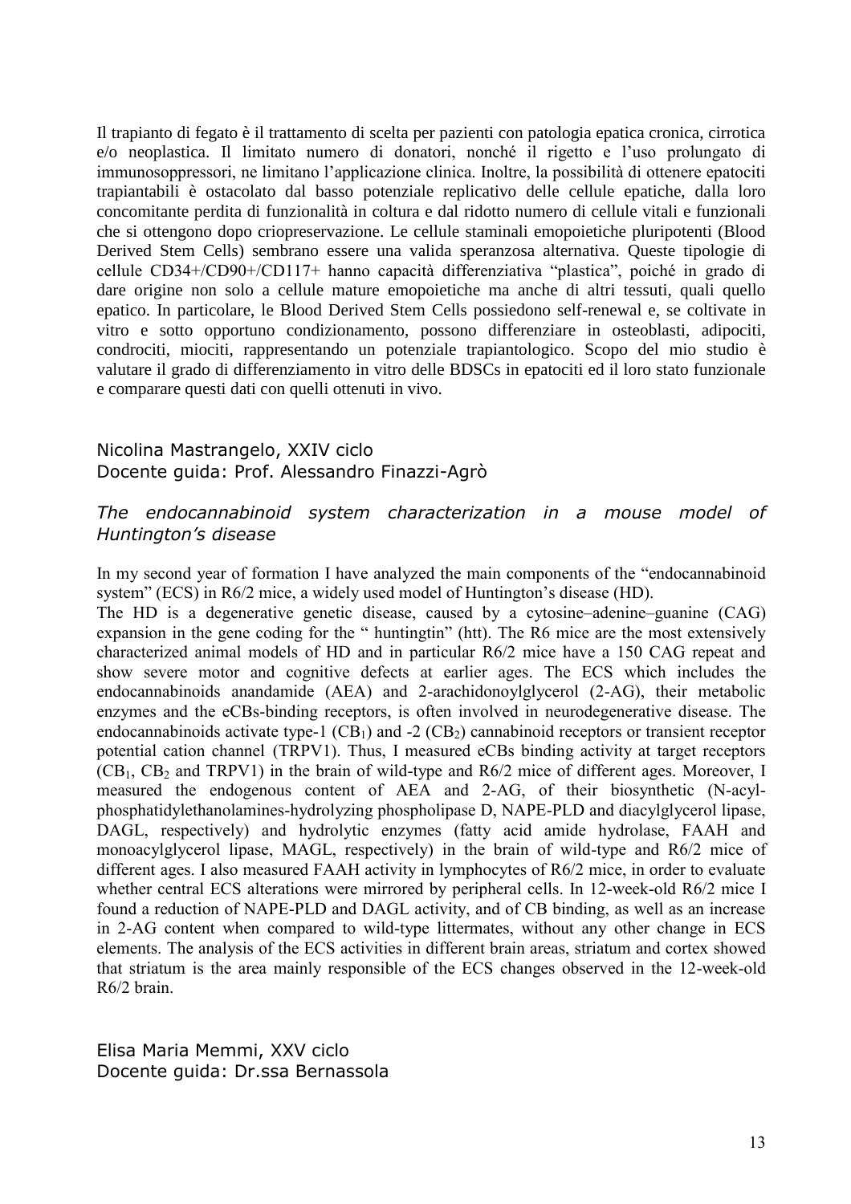Il trapianto di fegato è il trattamento di scelta per pazienti con patologia epatica cronica, cirrotica e/o neoplastica. Il limitato numero di donatori, nonché il rigetto e l'uso prolungato di immunosoppressori, ne limitano l'applicazione clinica. Inoltre, la possibilità di ottenere epatociti trapiantabili è ostacolato dal basso potenziale replicativo delle cellule epatiche, dalla loro concomitante perdita di funzionalità in coltura e dal ridotto numero di cellule vitali e funzionali che si ottengono dopo criopreservazione. Le cellule staminali emopoietiche pluripotenti (Blood Derived Stem Cells) sembrano essere una valida speranzosa alternativa. Queste tipologie di cellule CD34+/CD90+/CD117+ hanno capacità differenziativa "plastica", poiché in grado di dare origine non solo a cellule mature emopoietiche ma anche di altri tessuti, quali quello epatico. In particolare, le Blood Derived Stem Cells possiedono self-renewal e, se coltivate in vitro e sotto opportuno condizionamento, possono differenziare in osteoblasti, adipociti, condrociti, miociti, rappresentando un potenziale trapiantologico. Scopo del mio studio è valutare il grado di differenziamento in vitro delle BDSCs in epatociti ed il loro stato funzionale e comparare questi dati con quelli ottenuti in vivo.

Nicolina Mastrangelo, XXIV ciclo
Docente guida: Prof. Alessandro Finazzi-Agrò

*The endocannabinoid system characterization in a mouse model of Huntington's disease*

In my second year of formation I have analyzed the main components of the "endocannabinoid system" (ECS) in R6/2 mice, a widely used model of Huntington's disease (HD).

The HD is a degenerative genetic disease, caused by a cytosine–adenine–guanine (CAG) expansion in the gene coding for the " huntingtin" (htt). The R6 mice are the most extensively characterized animal models of HD and in particular R6/2 mice have a 150 CAG repeat and show severe motor and cognitive defects at earlier ages. The ECS which includes the endocannabinoids anandamide (AEA) and 2-arachidonoylglycerol (2-AG), their metabolic enzymes and the eCBs-binding receptors, is often involved in neurodegenerative disease. The endocannabinoids activate type-1 ($CB_1$) and -2 ($CB_2$) cannabinoid receptors or transient receptor potential cation channel (TRPV1). Thus, I measured eCBs binding activity at target receptors ($CB_1$, $CB_2$ and TRPV1) in the brain of wild-type and R6/2 mice of different ages. Moreover, I measured the endogenous content of AEA and 2-AG, of their biosynthetic (N-acyl-phosphatidylethanolamines-hydrolyzing phospholipase D, NAPE-PLD and diacylglycerol lipase, DAGL, respectively) and hydrolytic enzymes (fatty acid amide hydrolase, FAAH and monoacylglycerol lipase, MAGL, respectively) in the brain of wild-type and R6/2 mice of different ages. I also measured FAAH activity in lymphocytes of R6/2 mice, in order to evaluate whether central ECS alterations were mirrored by peripheral cells. In 12-week-old R6/2 mice I found a reduction of NAPE-PLD and DAGL activity, and of CB binding, as well as an increase in 2-AG content when compared to wild-type littermates, without any other change in ECS elements. The analysis of the ECS activities in different brain areas, striatum and cortex showed that striatum is the area mainly responsible of the ECS changes observed in the 12-week-old R6/2 brain.

Elisa Maria Memmi, XXV ciclo
Docente guida: Dr.ssa Bernassola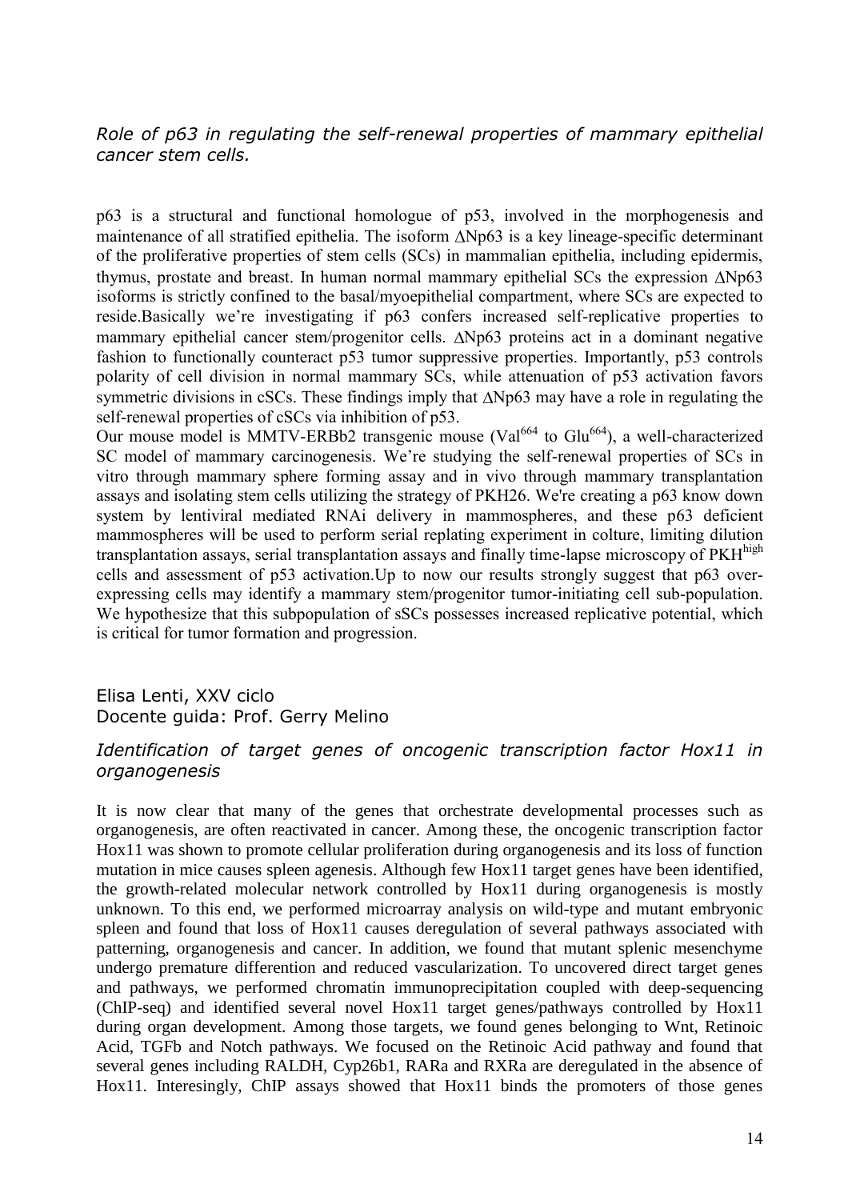*Role of p63 in regulating the self-renewal properties of mammary epithelial cancer stem cells.*

p63 is a structural and functional homologue of p53, involved in the morphogenesis and maintenance of all stratified epithelia. The isoform ΔNp63 is a key lineage-specific determinant of the proliferative properties of stem cells (SCs) in mammalian epithelia, including epidermis, thymus, prostate and breast. In human normal mammary epithelial SCs the expression ΔNp63 isoforms is strictly confined to the basal/myoepithelial compartment, where SCs are expected to reside.Basically we're investigating if p63 confers increased self-replicative properties to mammary epithelial cancer stem/progenitor cells. ΔNp63 proteins act in a dominant negative fashion to functionally counteract p53 tumor suppressive properties. Importantly, p53 controls polarity of cell division in normal mammary SCs, while attenuation of p53 activation favors symmetric divisions in cSCs. These findings imply that ΔNp63 may have a role in regulating the self-renewal properties of cSCs via inhibition of p53.

Our mouse model is MMTV-ERBb2 transgenic mouse ($Val^{664}$ to $Glu^{664}$), a well-characterized SC model of mammary carcinogenesis. We're studying the self-renewal properties of SCs in vitro through mammary sphere forming assay and in vivo through mammary transplantation assays and isolating stem cells utilizing the strategy of PKH26. We're creating a p63 know down system by lentiviral mediated RNAi delivery in mammospheres, and these p63 deficient mammospheres will be used to perform serial replating experiment in colture, limiting dilution transplantation assays, serial transplantation assays and finally time-lapse microscopy of $PKH^{high}$ cells and assessment of p53 activation.Up to now our results strongly suggest that p63 over-expressing cells may identify a mammary stem/progenitor tumor-initiating cell sub-population. We hypothesize that this subpopulation of sSCs possesses increased replicative potential, which is critical for tumor formation and progression.

Elisa Lenti, XXV ciclo
Docente guida: Prof. Gerry Melino

*Identification of target genes of oncogenic transcription factor Hox11 in organogenesis*

It is now clear that many of the genes that orchestrate developmental processes such as organogenesis, are often reactivated in cancer. Among these, the oncogenic transcription factor Hox11 was shown to promote cellular proliferation during organogenesis and its loss of function mutation in mice causes spleen agenesis. Although few Hox11 target genes have been identified, the growth-related molecular network controlled by Hox11 during organogenesis is mostly unknown. To this end, we performed microarray analysis on wild-type and mutant embryonic spleen and found that loss of Hox11 causes deregulation of several pathways associated with patterning, organogenesis and cancer. In addition, we found that mutant splenic mesenchyme undergo premature differention and reduced vascularization. To uncovered direct target genes and pathways, we performed chromatin immunoprecipitation coupled with deep-sequencing (ChIP-seq) and identified several novel Hox11 target genes/pathways controlled by Hox11 during organ development. Among those targets, we found genes belonging to Wnt, Retinoic Acid, TGFb and Notch pathways. We focused on the Retinoic Acid pathway and found that several genes including RALDH, Cyp26b1, RARa and RXRa are deregulated in the absence of Hox11. Interesingly, ChIP assays showed that Hox11 binds the promoters of those genes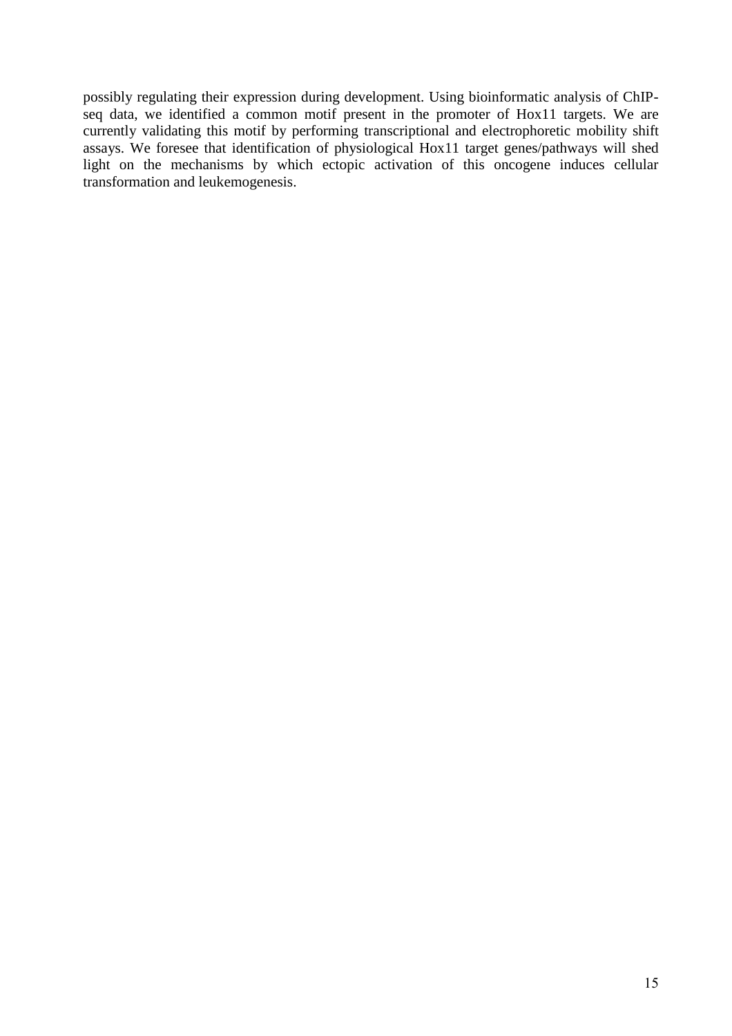possibly regulating their expression during development. Using bioinformatic analysis of ChIP-seq data, we identified a common motif present in the promoter of Hox11 targets. We are currently validating this motif by performing transcriptional and electrophoretic mobility shift assays. We foresee that identification of physiological Hox11 target genes/pathways will shed light on the mechanisms by which ectopic activation of this oncogene induces cellular transformation and leukemogenesis.